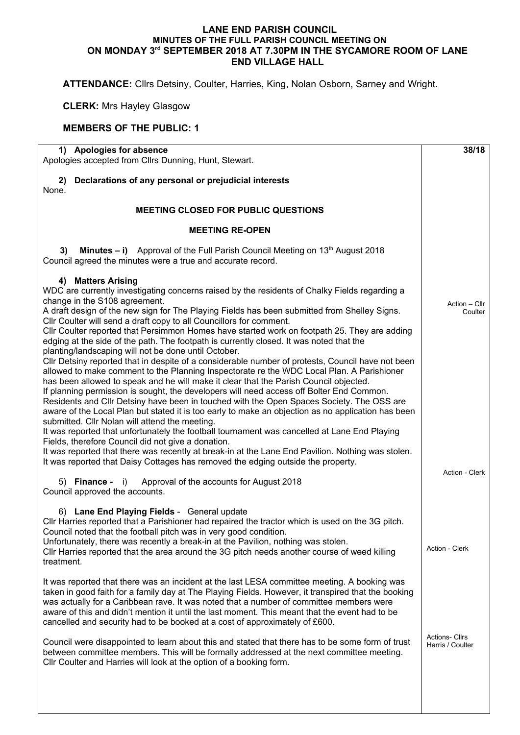**LANE END PARISH COUNCIL**
**MINUTES OF THE FULL PARISH COUNCIL MEETING ON**
**ON MONDAY 3rd SEPTEMBER 2018 AT 7.30PM IN THE SYCAMORE ROOM OF LANE END VILLAGE HALL**

**ATTENDANCE:** Cllrs Detsiny, Coulter, Harries, King, Nolan Osborn, Sarney and Wright.

**CLERK:** Mrs Hayley Glasgow

**MEMBERS OF THE PUBLIC: 1**

| | **38/18** |
|---|---|
| **1) Apologies for absence**<br>Apologies accepted from Cllrs Dunning, Hunt, Stewart. | |
| **2) Declarations of any personal or prejudicial interests**<br>None. | |
| **MEETING CLOSED FOR PUBLIC QUESTIONS** | |
| **MEETING RE-OPEN** | |
| **3) Minutes – i)** Approval of the Full Parish Council Meeting on 13th August 2018<br>Council agreed the minutes were a true and accurate record. | |
| **4) Matters Arising**<br>WDC are currently investigating concerns raised by the residents of Chalky Fields regarding a change in the S108 agreement.<br>A draft design of the new sign for The Playing Fields has been submitted from Shelley Signs. Cllr Coulter will send a draft copy to all Councillors for comment. | Action – Cllr Coulter |
| Cllr Coulter reported that Persimmon Homes have started work on footpath 25. They are adding edging at the side of the path. The footpath is currently closed. It was noted that the planting/landscaping will not be done until October.<br>Cllr Detsiny reported that in despite of a considerable number of protests, Council have not been allowed to make comment to the Planning Inspectorate re the WDC Local Plan. A Parishioner has been allowed to speak and he will make it clear that the Parish Council objected.<br>If planning permission is sought, the developers will need access off Bolter End Common. Residents and Cllr Detsiny have been in touched with the Open Spaces Society. The OSS are aware of the Local Plan but stated it is too early to make an objection as no application has been submitted. Cllr Nolan will attend the meeting.<br>It was reported that unfortunately the football tournament was cancelled at Lane End Playing Fields, therefore Council did not give a donation.<br>It was reported that there was recently at break-in at the Lane End Pavilion. Nothing was stolen.<br>It was reported that Daisy Cottages has removed the edging outside the property. | Action - Clerk |
| **5) Finance -** i) Approval of the accounts for August 2018<br>Council approved the accounts. | |
| **6) Lane End Playing Fields** - General update<br>Cllr Harries reported that a Parishioner had repaired the tractor which is used on the 3G pitch.<br>Council noted that the football pitch was in very good condition.<br>Unfortunately, there was recently a break-in at the Pavilion, nothing was stolen.<br>Cllr Harries reported that the area around the 3G pitch needs another course of weed killing treatment. | Action - Clerk |
| It was reported that there was an incident at the last LESA committee meeting. A booking was taken in good faith for a family day at The Playing Fields. However, it transpired that the booking was actually for a Caribbean rave. It was noted that a number of committee members were aware of this and didn't mention it until the last moment. This meant that the event had to be cancelled and security had to be booked at a cost of approximately of £600. | |
| Council were disappointed to learn about this and stated that there has to be some form of trust between committee members. This will be formally addressed at the next committee meeting.<br>Cllr Coulter and Harries will look at the option of a booking form. | Actions- Cllrs Harris / Coulter |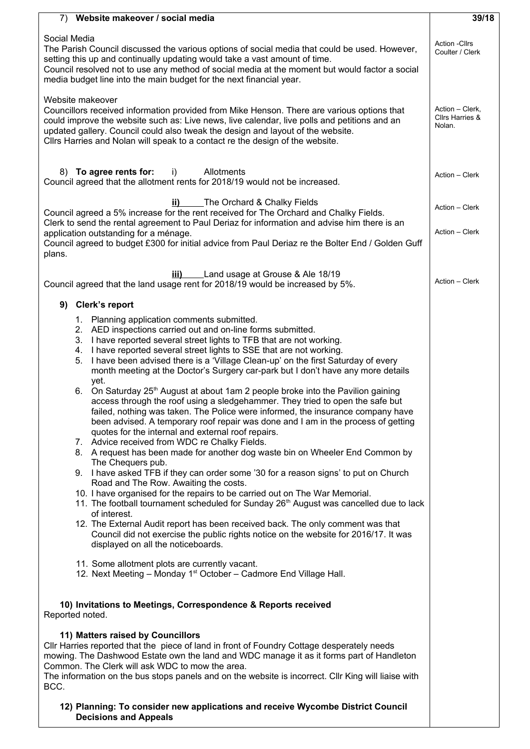| 7) **Website makeover / social media** | **39/18** |
|---|---|
| Social Media<br>The Parish Council discussed the various options of social media that could be used. However, setting this up and continually updating would take a vast amount of time.<br>Council resolved not to use any method of social media at the moment but would factor a social media budget line into the main budget for the next financial year. | Action -Cllrs Coulter / Clerk |
| Website makeover<br>Councillors received information provided from Mike Henson. There are various options that could improve the website such as: Live news, live calendar, live polls and petitions and an updated gallery. Council could also tweak the design and layout of the website.<br>Cllrs Harries and Nolan will speak to a contact re the design of the website. | Action – Clerk, Cllrs Harries & Nolan. |
| 8) **To agree rents for:** i) Allotments<br>Council agreed that the allotment rents for 2018/19 would not be increased. | Action – Clerk |
| **ii)** The Orchard & Chalky Fields<br>Council agreed a 5% increase for the rent received for The Orchard and Chalky Fields.<br>Clerk to send the rental agreement to Paul Deriaz for information and advise him there is an application outstanding for a ménage.<br>Council agreed to budget £300 for initial advice from Paul Deriaz re the Bolter End / Golden Guff plans. | Action – Clerk<br><br>Action – Clerk |
| **iii)** Land usage at Grouse & Ale 18/19<br>Council agreed that the land usage rent for 2018/19 would be increased by 5%. | Action – Clerk |
| **9) Clerk's report**<br>1. Planning application comments submitted.<br>2. AED inspections carried out and on-line forms submitted.<br>3. I have reported several street lights to TFB that are not working.<br>4. I have reported several street lights to SSE that are not working.<br>5. I have been advised there is a 'Village Clean-up' on the first Saturday of every month meeting at the Doctor's Surgery car-park but I don't have any more details yet.<br>6. On Saturday 25th August at about 1am 2 people broke into the Pavilion gaining access through the roof using a sledgehammer. They tried to open the safe but failed, nothing was taken. The Police were informed, the insurance company have been advised. A temporary roof repair was done and I am in the process of getting quotes for the internal and external roof repairs.<br>7. Advice received from WDC re Chalky Fields.<br>8. A request has been made for another dog waste bin on Wheeler End Common by The Chequers pub.<br>9. I have asked TFB if they can order some '30 for a reason signs' to put on Church Road and The Row. Awaiting the costs.<br>10. I have organised for the repairs to be carried out on The War Memorial.<br>11. The football tournament scheduled for Sunday 26th August was cancelled due to lack of interest.<br>12. The External Audit report has been received back. The only comment was that Council did not exercise the public rights notice on the website for 2016/17. It was displayed on all the noticeboards.<br><br>11. Some allotment plots are currently vacant.<br>12. Next Meeting – Monday 1st October – Cadmore End Village Hall. | |
| **10) Invitations to Meetings, Correspondence & Reports received**<br>Reported noted. | |
| **11) Matters raised by Councillors**<br>Cllr Harries reported that the piece of land in front of Foundry Cottage desperately needs mowing. The Dashwood Estate own the land and WDC manage it as it forms part of Handleton Common. The Clerk will ask WDC to mow the area.<br>The information on the bus stops panels and on the website is incorrect. Cllr King will liaise with BCC. | |
| **12) Planning: To consider new applications and receive Wycombe District Council Decisions and Appeals** | |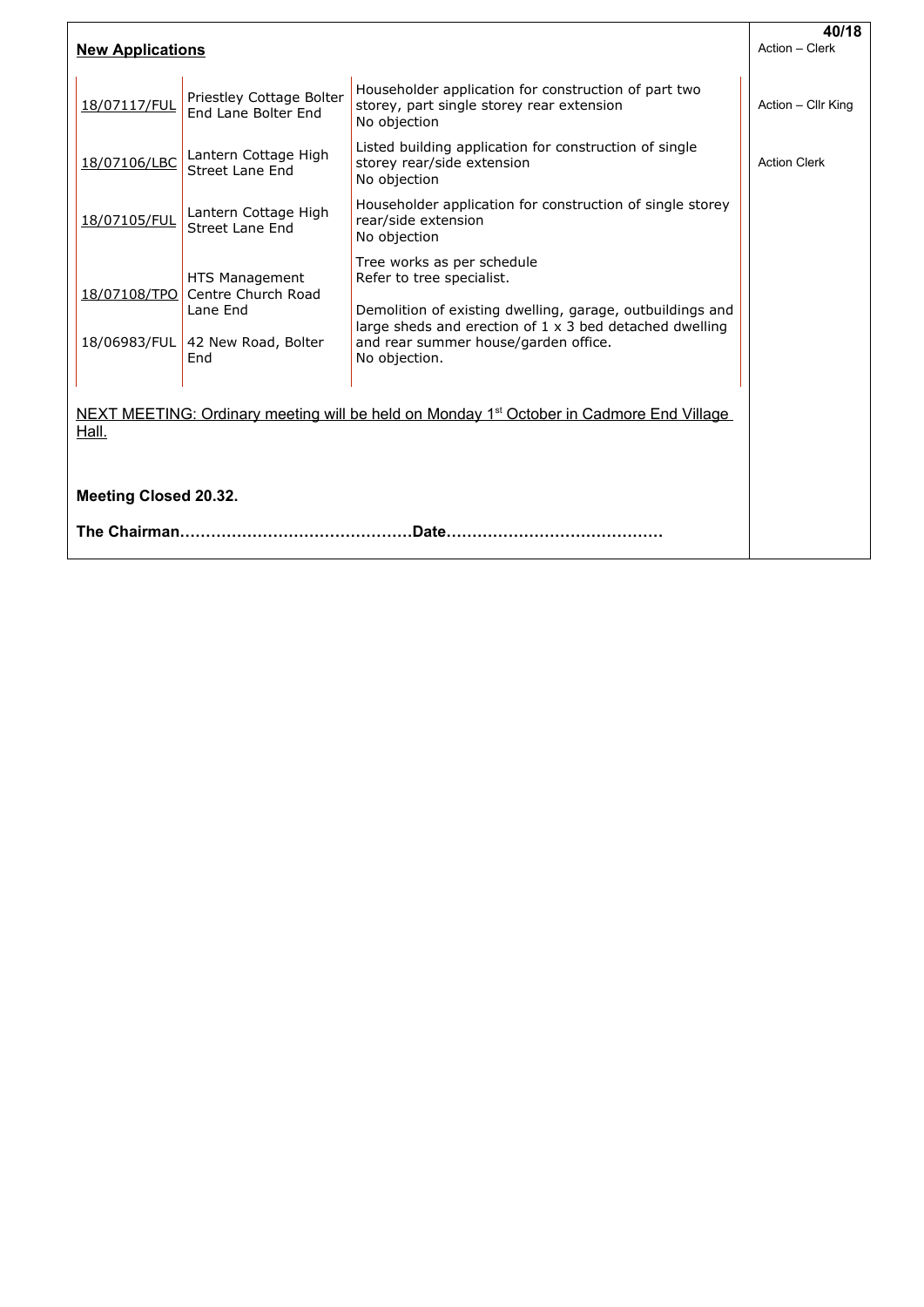**New Applications**

40/18

Action – Clerk

| | | | |
|---|---|---|---|
| 18/07117/FUL | Priestley Cottage Bolter End Lane Bolter End | Householder application for construction of part two storey, part single storey rear extension<br>No objection | Action – Cllr King |
| 18/07106/LBC | Lantern Cottage High Street Lane End | Listed building application for construction of single storey rear/side extension<br>No objection | Action Clerk |
| 18/07105/FUL | Lantern Cottage High Street Lane End | Householder application for construction of single storey rear/side extension<br>No objection | |
| 18/07108/TPO | HTS Management Centre Church Road Lane End | Tree works as per schedule<br>Refer to tree specialist. | |
| 18/06983/FUL | 42 New Road, Bolter End | Demolition of existing dwelling, garage, outbuildings and large sheds and erection of 1 x 3 bed detached dwelling and rear summer house/garden office.<br>No objection. | |

NEXT MEETING: Ordinary meeting will be held on Monday 1st October in Cadmore End Village Hall.

**Meeting Closed 20.32.**

**The Chairman……………………………………Date……………………………………**